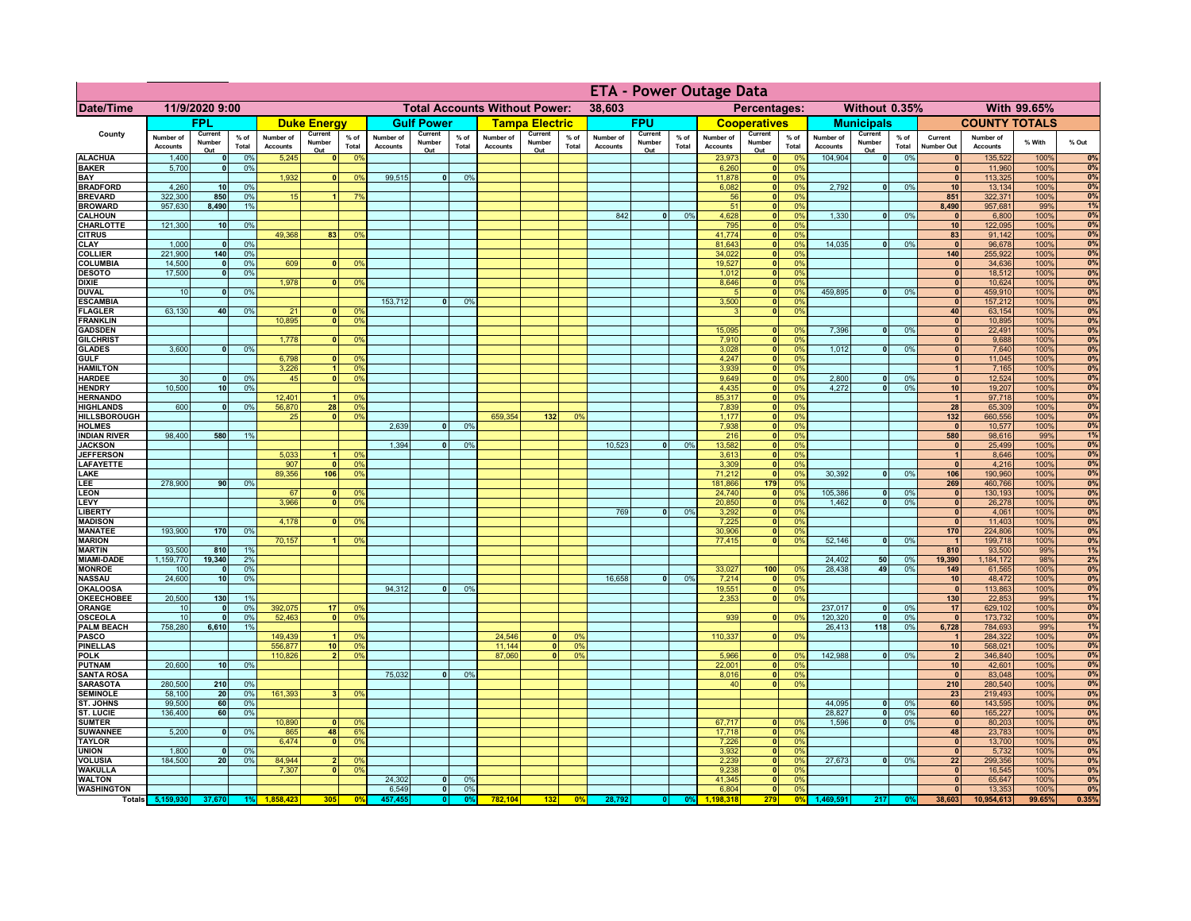# ETA - Power Outage Data

| Date/Time | 11/9/2020 9:00 | | | | | | Total Accounts Without Power: | | | | 38,603 | | | | | Percentages: | | | | Without 0.35% | | | | With 99.65% | |
|---|---|---|---|---|---|---|---|---|---|---|---|---|---|---|---|---|---|---|---|---|---|---|---|---|---|
| County | FPL | | | Duke Energy | | | Gulf Power | | | Tampa Electric | | | FPU | | | Cooperatives | | | Municipals | | | COUNTY TOTALS | | | |
| | Number of Accounts | Current Number Out | % of Total | Number of Accounts | Current Number Out | % of Total | Number of Accounts | Current Number Out | % of Total | Number of Accounts | Current Number Out | % of Total | Number of Accounts | Current Number Out | % of Total | Number of Accounts | Current Number Out | % of Total | Number of Accounts | Current Number Out | % of Total | Current Number Out | Number of Accounts | % With | % Out |
| ALACHUA | 1,400 | 0 | 0% | 5,245 | 0 | 0% | | | | | | | | | | 23,973 | 0 | 0% | 104,904 | 0 | 0% | 0 | 135,522 | 100% | 0% |
| BAKER | 5,700 | 0 | 0% | | | | | | | | | | | | | 6,260 | 0 | 0% | | | | 0 | 11,960 | 100% | 0% |
| BAY | | | | 1,932 | 0 | 0% | 99,515 | 0 | 0% | | | | | | | 11,878 | 0 | 0% | | | | 0 | 113,325 | 100% | 0% |
| BRADFORD | 4,260 | 10 | 0% | | | | | | | | | | | | | 6,082 | 0 | 0% | 2,792 | 0 | 0% | 10 | 13,134 | 100% | 0% |
| BREVARD | 322,300 | 850 | 0% | 15 | 1 | 7% | | | | | | | | | | 56 | 0 | 0% | | | | 851 | 322,371 | 100% | 0% |
| BROWARD | 957,630 | 8,490 | 1% | | | | | | | | | | | | | 51 | 0 | 0% | | | | 8,490 | 957,681 | 99% | 1% |
| CALHOUN | | | | | | | | | | | | | 842 | 0 | 0% | 4,628 | 0 | 0% | 1,330 | 0 | 0% | 0 | 6,800 | 100% | 0% |
| CHARLOTTE | 121,300 | 10 | 0% | | | | | | | | | | | | | 795 | 0 | 0% | | | | 10 | 122,095 | 100% | 0% |
| CITRUS | | | | 49,368 | 83 | 0% | | | | | | | | | | 41,774 | 0 | 0% | | | | 83 | 91,142 | 100% | 0% |
| CLAY | 1,000 | 0 | 0% | | | | | | | | | | | | | 81,643 | 0 | 0% | 14,035 | 0 | 0% | 0 | 96,678 | 100% | 0% |
| COLLIER | 221,900 | 140 | 0% | | | | | | | | | | | | | 34,022 | 0 | 0% | | | | 140 | 255,922 | 100% | 0% |
| COLUMBIA | 14,500 | 0 | 0% | 609 | 0 | 0% | | | | | | | | | | 19,527 | 0 | 0% | | | | 0 | 34,636 | 100% | 0% |
| DESOTO | 17,500 | 0 | 0% | | | | | | | | | | | | | 1,012 | 0 | 0% | | | | 0 | 18,512 | 100% | 0% |
| DIXIE | | | | 1,978 | 0 | 0% | | | | | | | | | | 8,646 | 0 | 0% | | | | 0 | 10,624 | 100% | 0% |
| DUVAL | 10 | 0 | 0% | | | | | | | | | | | | | 5 | 0 | 0% | 459,895 | 0 | 0% | 0 | 459,910 | 100% | 0% |
| ESCAMBIA | | | | | | | 153,712 | 0 | 0% | | | | | | | 3,500 | 0 | 0% | | | | 0 | 157,212 | 100% | 0% |
| FLAGLER | 63,130 | 40 | 0% | 21 | 0 | 0% | | | | | | | | | | 3 | 0 | 0% | | | | 40 | 63,154 | 100% | 0% |
| FRANKLIN | | | | 10,895 | 0 | 0% | | | | | | | | | | | | | | | | 0 | 10,895 | 100% | 0% |
| GADSDEN | | | | | | | | | | | | | | | | 15,095 | 0 | 0% | 7,396 | 0 | 0% | 0 | 22,491 | 100% | 0% |
| GILCHRIST | | | | 1,778 | 0 | 0% | | | | | | | | | | 7,910 | 0 | 0% | | | | 0 | 9,688 | 100% | 0% |
| GLADES | 3,600 | 0 | 0% | | | | | | | | | | | | | 3,028 | 0 | 0% | 1,012 | 0 | 0% | 0 | 7,640 | 100% | 0% |
| GULF | | | | 6,798 | 0 | 0% | | | | | | | | | | 4,247 | 0 | 0% | | | | 0 | 11,045 | 100% | 0% |
| HAMILTON | | | | 3,226 | 1 | 0% | | | | | | | | | | 3,939 | 0 | 0% | | | | 1 | 7,165 | 100% | 0% |
| HARDEE | 30 | 0 | 0% | 45 | 0 | 0% | | | | | | | | | | 9,649 | 0 | 0% | 2,800 | 0 | 0% | 0 | 12,524 | 100% | 0% |
| HENDRY | 10,500 | 10 | 0% | | | | | | | | | | | | | 4,435 | 0 | 0% | 4,272 | 0 | 0% | 10 | 19,207 | 100% | 0% |
| HERNANDO | | | | 12,401 | 1 | 0% | | | | | | | | | | 85,317 | 0 | 0% | | | | 1 | 97,718 | 100% | 0% |
| HIGHLANDS | 600 | 0 | 0% | 56,870 | 28 | 0% | | | | | | | | | | 7,839 | 0 | 0% | | | | 28 | 65,309 | 100% | 0% |
| HILLSBOROUGH | | | | 25 | 0 | 0% | | | | 659,354 | 132 | 0% | | | | 1,177 | 0 | 0% | | | | 132 | 660,556 | 100% | 0% |
| HOLMES | | | | | | | 2,639 | 0 | 0% | | | | | | | 7,938 | 0 | 0% | | | | 0 | 10,577 | 100% | 0% |
| INDIAN RIVER | 98,400 | 580 | 1% | | | | | | | | | | | | | 216 | 0 | 0% | | | | 580 | 98,616 | 99% | 1% |
| JACKSON | | | | | | | 1,394 | 0 | 0% | | | | 10,523 | 0 | 0% | 13,582 | 0 | 0% | | | | 0 | 25,499 | 100% | 0% |
| JEFFERSON | | | | 5,033 | 1 | 0% | | | | | | | | | | 3,613 | 0 | 0% | | | | 1 | 8,646 | 100% | 0% |
| LAFAYETTE | | | | 907 | 0 | 0% | | | | | | | | | | 3,309 | 0 | 0% | | | | 0 | 4,216 | 100% | 0% |
| LAKE | | | | 89,356 | 106 | 0% | | | | | | | | | | 71,212 | 0 | 0% | 30,392 | 0 | 0% | 106 | 190,960 | 100% | 0% |
| LEE | 278,900 | 90 | 0% | | | | | | | | | | | | | 181,866 | 179 | 0% | | | | 269 | 460,766 | 100% | 0% |
| LEON | | | | 67 | 0 | 0% | | | | | | | | | | 24,740 | 0 | 0% | 105,386 | 0 | 0% | 0 | 130,193 | 100% | 0% |
| LEVY | | | | 3,966 | 0 | 0% | | | | | | | | | | 20,850 | 0 | 0% | 1,462 | 0 | 0% | 0 | 26,278 | 100% | 0% |
| LIBERTY | | | | | | | | | | | | | 769 | 0 | 0% | 3,292 | 0 | 0% | | | | 0 | 4,061 | 100% | 0% |
| MADISON | | | | 4,178 | 0 | 0% | | | | | | | | | | 7,225 | 0 | 0% | | | | 0 | 11,403 | 100% | 0% |
| MANATEE | 193,900 | 170 | 0% | | | | | | | | | | | | | 30,906 | 0 | 0% | | | | 170 | 224,806 | 100% | 0% |
| MARION | | | | 70,157 | 1 | 0% | | | | | | | | | | 77,415 | 0 | 0% | 52,146 | 0 | 0% | 1 | 199,718 | 100% | 0% |
| MARTIN | 93,500 | 810 | 1% | | | | | | | | | | | | | | | | | | | 810 | 93,500 | 99% | 1% |
| MIAMI-DADE | 1,159,770 | 19,340 | 2% | | | | | | | | | | | | | | | | 24,402 | 50 | 0% | 19,390 | 1,184,172 | 98% | 2% |
| MONROE | 100 | 0 | 0% | | | | | | | | | | | | | 33,027 | 100 | 0% | 28,438 | 49 | 0% | 149 | 61,565 | 100% | 0% |
| NASSAU | 24,600 | 10 | 0% | | | | | | | | | | 16,658 | 0 | 0% | 7,214 | 0 | 0% | | | | 10 | 48,472 | 100% | 0% |
| OKALOOSA | | | | | | | 94,312 | 0 | 0% | | | | | | | 19,551 | 0 | 0% | | | | 0 | 113,863 | 100% | 0% |
| OKEECHOBEE | 20,500 | 130 | 1% | | | | | | | | | | | | | 2,353 | 0 | 0% | | | | 130 | 22,853 | 99% | 1% |
| ORANGE | 10 | 0 | 0% | 392,075 | 17 | 0% | | | | | | | | | | | | | 237,017 | 0 | 0% | 17 | 629,102 | 100% | 0% |
| OSCEOLA | 10 | 0 | 0% | 52,463 | 0 | 0% | | | | | | | | | | 939 | 0 | 0% | 120,320 | 0 | 0% | 0 | 173,732 | 100% | 0% |
| PALM BEACH | 758,280 | 6,610 | 1% | | | | | | | | | | | | | | | | 26,413 | 118 | 0% | 6,728 | 784,693 | 99% | 1% |
| PASCO | | | | 149,439 | 1 | 0% | | | | 24,546 | 0 | 0% | | | | 110,337 | 0 | 0% | | | | 1 | 284,322 | 100% | 0% |
| PINELLAS | | | | 556,877 | 10 | 0% | | | | 11,144 | 0 | 0% | | | | | | | | | | 10 | 568,021 | 100% | 0% |
| POLK | | | | 110,826 | 2 | 0% | | | | 87,060 | 0 | 0% | | | | 5,966 | 0 | 0% | 142,988 | 0 | 0% | 2 | 346,840 | 100% | 0% |
| PUTNAM | 20,600 | 10 | 0% | | | | | | | | | | | | | 22,001 | 0 | 0% | | | | 10 | 42,601 | 100% | 0% |
| SANTA ROSA | | | | | | | 75,032 | 0 | 0% | | | | | | | 8,016 | 0 | 0% | | | | 0 | 83,048 | 100% | 0% |
| SARASOTA | 280,500 | 210 | 0% | | | | | | | | | | | | | 40 | 0 | 0% | | | | 210 | 280,540 | 100% | 0% |
| SEMINOLE | 58,100 | 20 | 0% | 161,393 | 3 | 0% | | | | | | | | | | | | | | | | 23 | 219,493 | 100% | 0% |
| ST. JOHNS | 99,500 | 60 | 0% | | | | | | | | | | | | | | | | 44,095 | 0 | 0% | 60 | 143,595 | 100% | 0% |
| ST. LUCIE | 136,400 | 60 | 0% | | | | | | | | | | | | | | | | 28,827 | 0 | 0% | 60 | 165,227 | 100% | 0% |
| SUMTER | | | | 10,890 | 0 | 0% | | | | | | | | | | 67,717 | 0 | 0% | 1,596 | 0 | 0% | 0 | 80,203 | 100% | 0% |
| SUWANNEE | 5,200 | 0 | 0% | 865 | 48 | 6% | | | | | | | | | | 17,718 | 0 | 0% | | | | 48 | 23,783 | 100% | 0% |
| TAYLOR | | | | 6,474 | 0 | 0% | | | | | | | | | | 7,226 | 0 | 0% | | | | 0 | 13,700 | 100% | 0% |
| UNION | 1,800 | 0 | 0% | | | | | | | | | | | | | 3,932 | 0 | 0% | | | | 0 | 5,732 | 100% | 0% |
| VOLUSIA | 184,500 | 20 | 0% | 84,944 | 2 | 0% | | | | | | | | | | 2,239 | 0 | 0% | 27,673 | 0 | 0% | 22 | 299,356 | 100% | 0% |
| WAKULLA | | | | 7,307 | 0 | 0% | | | | | | | | | | 9,238 | 0 | 0% | | | | 0 | 16,545 | 100% | 0% |
| WALTON | | | | | | | 24,302 | 0 | 0% | | | | | | | 41,345 | 0 | 0% | | | | 0 | 65,647 | 100% | 0% |
| WASHINGTON | | | | | | | 6,549 | 0 | 0% | | | | | | | 6,804 | 0 | 0% | | | | 0 | 13,353 | 100% | 0% |
| Totals | 5,159,930 | 37,670 | 1% | 1,858,423 | 305 | 0% | 457,455 | 0 | 0% | 782,104 | 132 | 0% | 28,792 | 0 | 0% | 1,198,318 | 279 | 0% | 1,469,591 | 217 | 0% | 38,603 | 10,954,613 | 99.65% | 0.35% |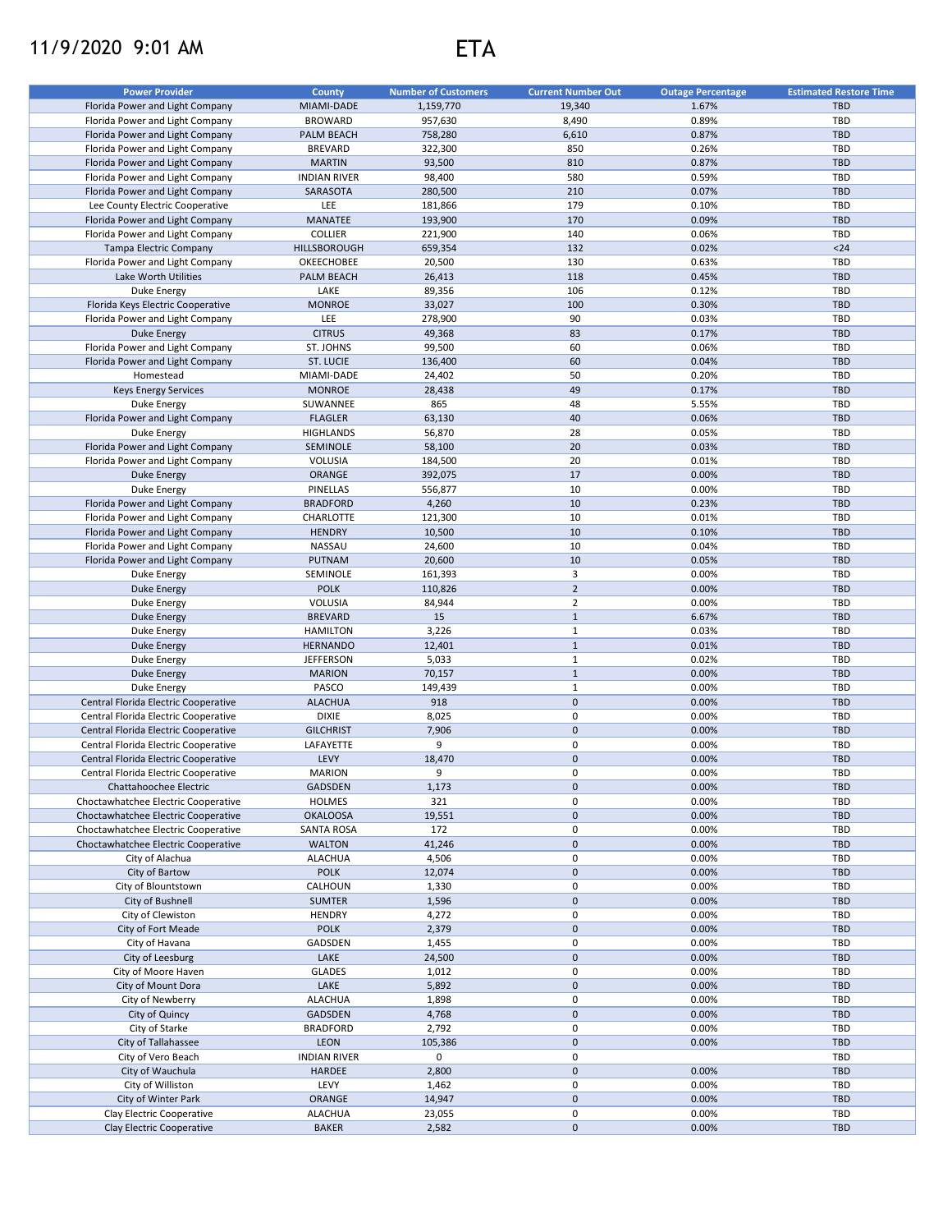11/9/2020 9:01 AM

# ETA

| Power Provider | County | Number of Customers | Current Number Out | Outage Percentage | Estimated Restore Time |
|---|---|---|---|---|---|
| Florida Power and Light Company | MIAMI-DADE | 1,159,770 | 19,340 | 1.67% | TBD |
| Florida Power and Light Company | BROWARD | 957,630 | 8,490 | 0.89% | TBD |
| Florida Power and Light Company | PALM BEACH | 758,280 | 6,610 | 0.87% | TBD |
| Florida Power and Light Company | BREVARD | 322,300 | 850 | 0.26% | TBD |
| Florida Power and Light Company | MARTIN | 93,500 | 810 | 0.87% | TBD |
| Florida Power and Light Company | INDIAN RIVER | 98,400 | 580 | 0.59% | TBD |
| Florida Power and Light Company | SARASOTA | 280,500 | 210 | 0.07% | TBD |
| Lee County Electric Cooperative | LEE | 181,866 | 179 | 0.10% | TBD |
| Florida Power and Light Company | MANATEE | 193,900 | 170 | 0.09% | TBD |
| Florida Power and Light Company | COLLIER | 221,900 | 140 | 0.06% | TBD |
| Tampa Electric Company | HILLSBOROUGH | 659,354 | 132 | 0.02% | <24 |
| Florida Power and Light Company | OKEECHOBEE | 20,500 | 130 | 0.63% | TBD |
| Lake Worth Utilities | PALM BEACH | 26,413 | 118 | 0.45% | TBD |
| Duke Energy | LAKE | 89,356 | 106 | 0.12% | TBD |
| Florida Keys Electric Cooperative | MONROE | 33,027 | 100 | 0.30% | TBD |
| Florida Power and Light Company | LEE | 278,900 | 90 | 0.03% | TBD |
| Duke Energy | CITRUS | 49,368 | 83 | 0.17% | TBD |
| Florida Power and Light Company | ST. JOHNS | 99,500 | 60 | 0.06% | TBD |
| Florida Power and Light Company | ST. LUCIE | 136,400 | 60 | 0.04% | TBD |
| Homestead | MIAMI-DADE | 24,402 | 50 | 0.20% | TBD |
| Keys Energy Services | MONROE | 28,438 | 49 | 0.17% | TBD |
| Duke Energy | SUWANNEE | 865 | 48 | 5.55% | TBD |
| Florida Power and Light Company | FLAGLER | 63,130 | 40 | 0.06% | TBD |
| Duke Energy | HIGHLANDS | 56,870 | 28 | 0.05% | TBD |
| Florida Power and Light Company | SEMINOLE | 58,100 | 20 | 0.03% | TBD |
| Florida Power and Light Company | VOLUSIA | 184,500 | 20 | 0.01% | TBD |
| Duke Energy | ORANGE | 392,075 | 17 | 0.00% | TBD |
| Duke Energy | PINELLAS | 556,877 | 10 | 0.00% | TBD |
| Florida Power and Light Company | BRADFORD | 4,260 | 10 | 0.23% | TBD |
| Florida Power and Light Company | CHARLOTTE | 121,300 | 10 | 0.01% | TBD |
| Florida Power and Light Company | HENDRY | 10,500 | 10 | 0.10% | TBD |
| Florida Power and Light Company | NASSAU | 24,600 | 10 | 0.04% | TBD |
| Florida Power and Light Company | PUTNAM | 20,600 | 10 | 0.05% | TBD |
| Duke Energy | SEMINOLE | 161,393 | 3 | 0.00% | TBD |
| Duke Energy | POLK | 110,826 | 2 | 0.00% | TBD |
| Duke Energy | VOLUSIA | 84,944 | 2 | 0.00% | TBD |
| Duke Energy | BREVARD | 15 | 1 | 6.67% | TBD |
| Duke Energy | HAMILTON | 3,226 | 1 | 0.03% | TBD |
| Duke Energy | HERNANDO | 12,401 | 1 | 0.01% | TBD |
| Duke Energy | JEFFERSON | 5,033 | 1 | 0.02% | TBD |
| Duke Energy | MARION | 70,157 | 1 | 0.00% | TBD |
| Duke Energy | PASCO | 149,439 | 1 | 0.00% | TBD |
| Central Florida Electric Cooperative | ALACHUA | 918 | 0 | 0.00% | TBD |
| Central Florida Electric Cooperative | DIXIE | 8,025 | 0 | 0.00% | TBD |
| Central Florida Electric Cooperative | GILCHRIST | 7,906 | 0 | 0.00% | TBD |
| Central Florida Electric Cooperative | LAFAYETTE | 9 | 0 | 0.00% | TBD |
| Central Florida Electric Cooperative | LEVY | 18,470 | 0 | 0.00% | TBD |
| Central Florida Electric Cooperative | MARION | 9 | 0 | 0.00% | TBD |
| Chattahoochee Electric | GADSDEN | 1,173 | 0 | 0.00% | TBD |
| Choctawhatchee Electric Cooperative | HOLMES | 321 | 0 | 0.00% | TBD |
| Choctawhatchee Electric Cooperative | OKALOOSA | 19,551 | 0 | 0.00% | TBD |
| Choctawhatchee Electric Cooperative | SANTA ROSA | 172 | 0 | 0.00% | TBD |
| Choctawhatchee Electric Cooperative | WALTON | 41,246 | 0 | 0.00% | TBD |
| City of Alachua | ALACHUA | 4,506 | 0 | 0.00% | TBD |
| City of Bartow | POLK | 12,074 | 0 | 0.00% | TBD |
| City of Blountstown | CALHOUN | 1,330 | 0 | 0.00% | TBD |
| City of Bushnell | SUMTER | 1,596 | 0 | 0.00% | TBD |
| City of Clewiston | HENDRY | 4,272 | 0 | 0.00% | TBD |
| City of Fort Meade | POLK | 2,379 | 0 | 0.00% | TBD |
| City of Havana | GADSDEN | 1,455 | 0 | 0.00% | TBD |
| City of Leesburg | LAKE | 24,500 | 0 | 0.00% | TBD |
| City of Moore Haven | GLADES | 1,012 | 0 | 0.00% | TBD |
| City of Mount Dora | LAKE | 5,892 | 0 | 0.00% | TBD |
| City of Newberry | ALACHUA | 1,898 | 0 | 0.00% | TBD |
| City of Quincy | GADSDEN | 4,768 | 0 | 0.00% | TBD |
| City of Starke | BRADFORD | 2,792 | 0 | 0.00% | TBD |
| City of Tallahassee | LEON | 105,386 | 0 | 0.00% | TBD |
| City of Vero Beach | INDIAN RIVER | 0 | 0 | | TBD |
| City of Wauchula | HARDEE | 2,800 | 0 | 0.00% | TBD |
| City of Williston | LEVY | 1,462 | 0 | 0.00% | TBD |
| City of Winter Park | ORANGE | 14,947 | 0 | 0.00% | TBD |
| Clay Electric Cooperative | ALACHUA | 23,055 | 0 | 0.00% | TBD |
| Clay Electric Cooperative | BAKER | 2,582 | 0 | 0.00% | TBD |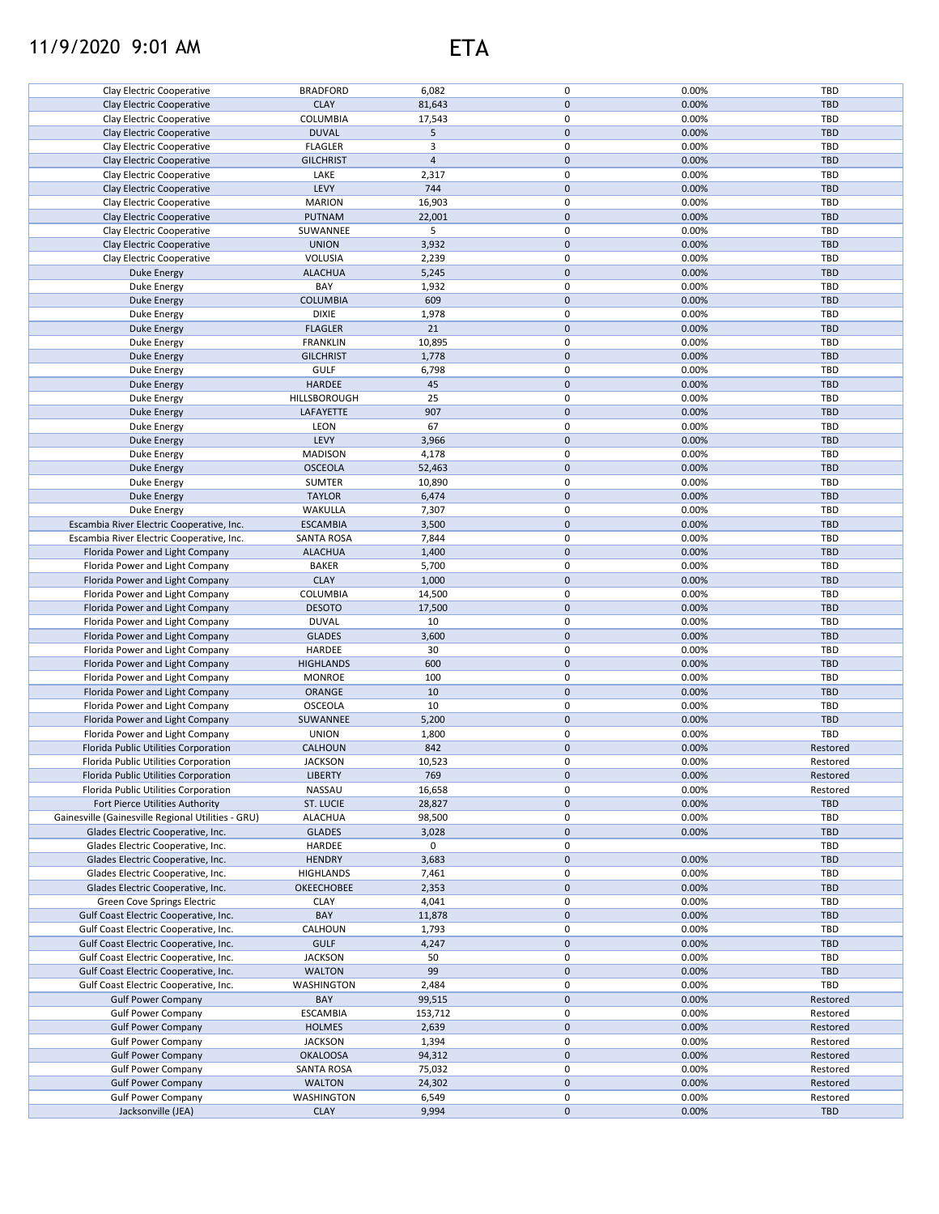# ETA

| | | | | | |
|---|---|---|---|---|---|
| Clay Electric Cooperative | BRADFORD | 6,082 | 0 | 0.00% | TBD |
| Clay Electric Cooperative | CLAY | 81,643 | 0 | 0.00% | TBD |
| Clay Electric Cooperative | COLUMBIA | 17,543 | 0 | 0.00% | TBD |
| Clay Electric Cooperative | DUVAL | 5 | 0 | 0.00% | TBD |
| Clay Electric Cooperative | FLAGLER | 3 | 0 | 0.00% | TBD |
| Clay Electric Cooperative | GILCHRIST | 4 | 0 | 0.00% | TBD |
| Clay Electric Cooperative | LAKE | 2,317 | 0 | 0.00% | TBD |
| Clay Electric Cooperative | LEVY | 744 | 0 | 0.00% | TBD |
| Clay Electric Cooperative | MARION | 16,903 | 0 | 0.00% | TBD |
| Clay Electric Cooperative | PUTNAM | 22,001 | 0 | 0.00% | TBD |
| Clay Electric Cooperative | SUWANNEE | 5 | 0 | 0.00% | TBD |
| Clay Electric Cooperative | UNION | 3,932 | 0 | 0.00% | TBD |
| Clay Electric Cooperative | VOLUSIA | 2,239 | 0 | 0.00% | TBD |
| Duke Energy | ALACHUA | 5,245 | 0 | 0.00% | TBD |
| Duke Energy | BAY | 1,932 | 0 | 0.00% | TBD |
| Duke Energy | COLUMBIA | 609 | 0 | 0.00% | TBD |
| Duke Energy | DIXIE | 1,978 | 0 | 0.00% | TBD |
| Duke Energy | FLAGLER | 21 | 0 | 0.00% | TBD |
| Duke Energy | FRANKLIN | 10,895 | 0 | 0.00% | TBD |
| Duke Energy | GILCHRIST | 1,778 | 0 | 0.00% | TBD |
| Duke Energy | GULF | 6,798 | 0 | 0.00% | TBD |
| Duke Energy | HARDEE | 45 | 0 | 0.00% | TBD |
| Duke Energy | HILLSBOROUGH | 25 | 0 | 0.00% | TBD |
| Duke Energy | LAFAYETTE | 907 | 0 | 0.00% | TBD |
| Duke Energy | LEON | 67 | 0 | 0.00% | TBD |
| Duke Energy | LEVY | 3,966 | 0 | 0.00% | TBD |
| Duke Energy | MADISON | 4,178 | 0 | 0.00% | TBD |
| Duke Energy | OSCEOLA | 52,463 | 0 | 0.00% | TBD |
| Duke Energy | SUMTER | 10,890 | 0 | 0.00% | TBD |
| Duke Energy | TAYLOR | 6,474 | 0 | 0.00% | TBD |
| Duke Energy | WAKULLA | 7,307 | 0 | 0.00% | TBD |
| Escambia River Electric Cooperative, Inc. | ESCAMBIA | 3,500 | 0 | 0.00% | TBD |
| Escambia River Electric Cooperative, Inc. | SANTA ROSA | 7,844 | 0 | 0.00% | TBD |
| Florida Power and Light Company | ALACHUA | 1,400 | 0 | 0.00% | TBD |
| Florida Power and Light Company | BAKER | 5,700 | 0 | 0.00% | TBD |
| Florida Power and Light Company | CLAY | 1,000 | 0 | 0.00% | TBD |
| Florida Power and Light Company | COLUMBIA | 14,500 | 0 | 0.00% | TBD |
| Florida Power and Light Company | DESOTO | 17,500 | 0 | 0.00% | TBD |
| Florida Power and Light Company | DUVAL | 10 | 0 | 0.00% | TBD |
| Florida Power and Light Company | GLADES | 3,600 | 0 | 0.00% | TBD |
| Florida Power and Light Company | HARDEE | 30 | 0 | 0.00% | TBD |
| Florida Power and Light Company | HIGHLANDS | 600 | 0 | 0.00% | TBD |
| Florida Power and Light Company | MONROE | 100 | 0 | 0.00% | TBD |
| Florida Power and Light Company | ORANGE | 10 | 0 | 0.00% | TBD |
| Florida Power and Light Company | OSCEOLA | 10 | 0 | 0.00% | TBD |
| Florida Power and Light Company | SUWANNEE | 5,200 | 0 | 0.00% | TBD |
| Florida Power and Light Company | UNION | 1,800 | 0 | 0.00% | TBD |
| Florida Public Utilities Corporation | CALHOUN | 842 | 0 | 0.00% | Restored |
| Florida Public Utilities Corporation | JACKSON | 10,523 | 0 | 0.00% | Restored |
| Florida Public Utilities Corporation | LIBERTY | 769 | 0 | 0.00% | Restored |
| Florida Public Utilities Corporation | NASSAU | 16,658 | 0 | 0.00% | Restored |
| Fort Pierce Utilities Authority | ST. LUCIE | 28,827 | 0 | 0.00% | TBD |
| Gainesville (Gainesville Regional Utilities - GRU) | ALACHUA | 98,500 | 0 | 0.00% | TBD |
| Glades Electric Cooperative, Inc. | GLADES | 3,028 | 0 | 0.00% | TBD |
| Glades Electric Cooperative, Inc. | HARDEE | 0 | 0 | | TBD |
| Glades Electric Cooperative, Inc. | HENDRY | 3,683 | 0 | 0.00% | TBD |
| Glades Electric Cooperative, Inc. | HIGHLANDS | 7,461 | 0 | 0.00% | TBD |
| Glades Electric Cooperative, Inc. | OKEECHOBEE | 2,353 | 0 | 0.00% | TBD |
| Green Cove Springs Electric | CLAY | 4,041 | 0 | 0.00% | TBD |
| Gulf Coast Electric Cooperative, Inc. | BAY | 11,878 | 0 | 0.00% | TBD |
| Gulf Coast Electric Cooperative, Inc. | CALHOUN | 1,793 | 0 | 0.00% | TBD |
| Gulf Coast Electric Cooperative, Inc. | GULF | 4,247 | 0 | 0.00% | TBD |
| Gulf Coast Electric Cooperative, Inc. | JACKSON | 50 | 0 | 0.00% | TBD |
| Gulf Coast Electric Cooperative, Inc. | WALTON | 99 | 0 | 0.00% | TBD |
| Gulf Coast Electric Cooperative, Inc. | WASHINGTON | 2,484 | 0 | 0.00% | TBD |
| Gulf Power Company | BAY | 99,515 | 0 | 0.00% | Restored |
| Gulf Power Company | ESCAMBIA | 153,712 | 0 | 0.00% | Restored |
| Gulf Power Company | HOLMES | 2,639 | 0 | 0.00% | Restored |
| Gulf Power Company | JACKSON | 1,394 | 0 | 0.00% | Restored |
| Gulf Power Company | OKALOOSA | 94,312 | 0 | 0.00% | Restored |
| Gulf Power Company | SANTA ROSA | 75,032 | 0 | 0.00% | Restored |
| Gulf Power Company | WALTON | 24,302 | 0 | 0.00% | Restored |
| Gulf Power Company | WASHINGTON | 6,549 | 0 | 0.00% | Restored |
| Jacksonville (JEA) | CLAY | 9,994 | 0 | 0.00% | TBD |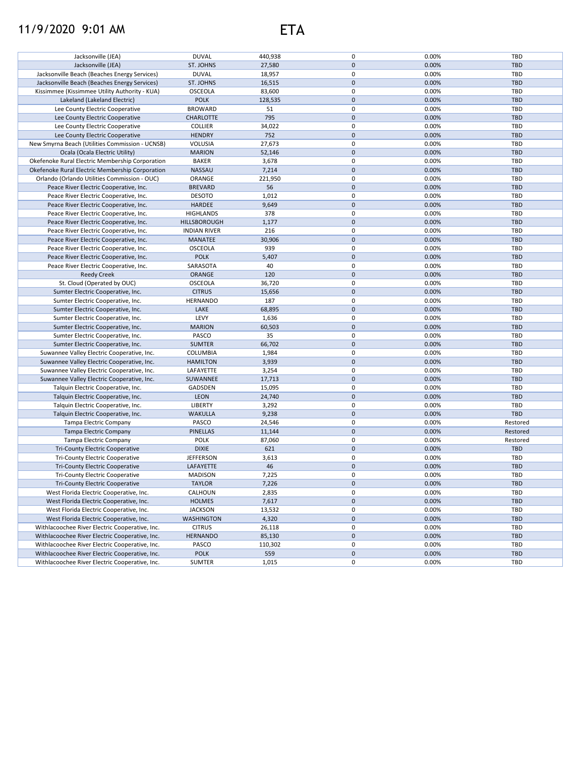11/9/2020 9:01 AM

# ETA

| | | | | | |
|---|---|---|---|---|---|
| Jacksonville (JEA) | DUVAL | 440,938 | 0 | 0.00% | TBD |
| Jacksonville (JEA) | ST. JOHNS | 27,580 | 0 | 0.00% | TBD |
| Jacksonville Beach (Beaches Energy Services) | DUVAL | 18,957 | 0 | 0.00% | TBD |
| Jacksonville Beach (Beaches Energy Services) | ST. JOHNS | 16,515 | 0 | 0.00% | TBD |
| Kissimmee (Kissimmee Utility Authority - KUA) | OSCEOLA | 83,600 | 0 | 0.00% | TBD |
| Lakeland (Lakeland Electric) | POLK | 128,535 | 0 | 0.00% | TBD |
| Lee County Electric Cooperative | BROWARD | 51 | 0 | 0.00% | TBD |
| Lee County Electric Cooperative | CHARLOTTE | 795 | 0 | 0.00% | TBD |
| Lee County Electric Cooperative | COLLIER | 34,022 | 0 | 0.00% | TBD |
| Lee County Electric Cooperative | HENDRY | 752 | 0 | 0.00% | TBD |
| New Smyrna Beach (Utilities Commission - UCNSB) | VOLUSIA | 27,673 | 0 | 0.00% | TBD |
| Ocala (Ocala Electric Utility) | MARION | 52,146 | 0 | 0.00% | TBD |
| Okefenoke Rural Electric Membership Corporation | BAKER | 3,678 | 0 | 0.00% | TBD |
| Okefenoke Rural Electric Membership Corporation | NASSAU | 7,214 | 0 | 0.00% | TBD |
| Orlando (Orlando Utilities Commission - OUC) | ORANGE | 221,950 | 0 | 0.00% | TBD |
| Peace River Electric Cooperative, Inc. | BREVARD | 56 | 0 | 0.00% | TBD |
| Peace River Electric Cooperative, Inc. | DESOTO | 1,012 | 0 | 0.00% | TBD |
| Peace River Electric Cooperative, Inc. | HARDEE | 9,649 | 0 | 0.00% | TBD |
| Peace River Electric Cooperative, Inc. | HIGHLANDS | 378 | 0 | 0.00% | TBD |
| Peace River Electric Cooperative, Inc. | HILLSBOROUGH | 1,177 | 0 | 0.00% | TBD |
| Peace River Electric Cooperative, Inc. | INDIAN RIVER | 216 | 0 | 0.00% | TBD |
| Peace River Electric Cooperative, Inc. | MANATEE | 30,906 | 0 | 0.00% | TBD |
| Peace River Electric Cooperative, Inc. | OSCEOLA | 939 | 0 | 0.00% | TBD |
| Peace River Electric Cooperative, Inc. | POLK | 5,407 | 0 | 0.00% | TBD |
| Peace River Electric Cooperative, Inc. | SARASOTA | 40 | 0 | 0.00% | TBD |
| Reedy Creek | ORANGE | 120 | 0 | 0.00% | TBD |
| St. Cloud (Operated by OUC) | OSCEOLA | 36,720 | 0 | 0.00% | TBD |
| Sumter Electric Cooperative, Inc. | CITRUS | 15,656 | 0 | 0.00% | TBD |
| Sumter Electric Cooperative, Inc. | HERNANDO | 187 | 0 | 0.00% | TBD |
| Sumter Electric Cooperative, Inc. | LAKE | 68,895 | 0 | 0.00% | TBD |
| Sumter Electric Cooperative, Inc. | LEVY | 1,636 | 0 | 0.00% | TBD |
| Sumter Electric Cooperative, Inc. | MARION | 60,503 | 0 | 0.00% | TBD |
| Sumter Electric Cooperative, Inc. | PASCO | 35 | 0 | 0.00% | TBD |
| Sumter Electric Cooperative, Inc. | SUMTER | 66,702 | 0 | 0.00% | TBD |
| Suwannee Valley Electric Cooperative, Inc. | COLUMBIA | 1,984 | 0 | 0.00% | TBD |
| Suwannee Valley Electric Cooperative, Inc. | HAMILTON | 3,939 | 0 | 0.00% | TBD |
| Suwannee Valley Electric Cooperative, Inc. | LAFAYETTE | 3,254 | 0 | 0.00% | TBD |
| Suwannee Valley Electric Cooperative, Inc. | SUWANNEE | 17,713 | 0 | 0.00% | TBD |
| Talquin Electric Cooperative, Inc. | GADSDEN | 15,095 | 0 | 0.00% | TBD |
| Talquin Electric Cooperative, Inc. | LEON | 24,740 | 0 | 0.00% | TBD |
| Talquin Electric Cooperative, Inc. | LIBERTY | 3,292 | 0 | 0.00% | TBD |
| Talquin Electric Cooperative, Inc. | WAKULLA | 9,238 | 0 | 0.00% | TBD |
| Tampa Electric Company | PASCO | 24,546 | 0 | 0.00% | Restored |
| Tampa Electric Company | PINELLAS | 11,144 | 0 | 0.00% | Restored |
| Tampa Electric Company | POLK | 87,060 | 0 | 0.00% | Restored |
| Tri-County Electric Cooperative | DIXIE | 621 | 0 | 0.00% | TBD |
| Tri-County Electric Cooperative | JEFFERSON | 3,613 | 0 | 0.00% | TBD |
| Tri-County Electric Cooperative | LAFAYETTE | 46 | 0 | 0.00% | TBD |
| Tri-County Electric Cooperative | MADISON | 7,225 | 0 | 0.00% | TBD |
| Tri-County Electric Cooperative | TAYLOR | 7,226 | 0 | 0.00% | TBD |
| West Florida Electric Cooperative, Inc. | CALHOUN | 2,835 | 0 | 0.00% | TBD |
| West Florida Electric Cooperative, Inc. | HOLMES | 7,617 | 0 | 0.00% | TBD |
| West Florida Electric Cooperative, Inc. | JACKSON | 13,532 | 0 | 0.00% | TBD |
| West Florida Electric Cooperative, Inc. | WASHINGTON | 4,320 | 0 | 0.00% | TBD |
| Withlacoochee River Electric Cooperative, Inc. | CITRUS | 26,118 | 0 | 0.00% | TBD |
| Withlacoochee River Electric Cooperative, Inc. | HERNANDO | 85,130 | 0 | 0.00% | TBD |
| Withlacoochee River Electric Cooperative, Inc. | PASCO | 110,302 | 0 | 0.00% | TBD |
| Withlacoochee River Electric Cooperative, Inc. | POLK | 559 | 0 | 0.00% | TBD |
| Withlacoochee River Electric Cooperative, Inc. | SUMTER | 1,015 | 0 | 0.00% | TBD |